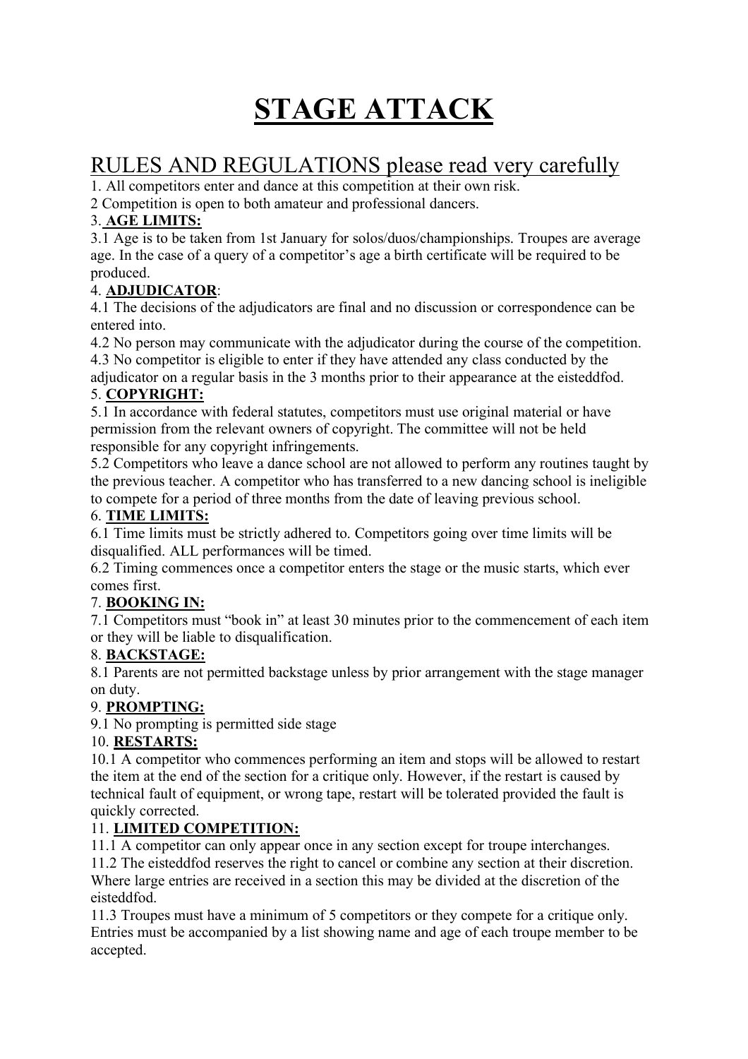# STAGE ATTACK

## RULES AND REGULATIONS please read very carefully

1. All competitors enter and dance at this competition at their own risk.

2 Competition is open to both amateur and professional dancers.

3. **AGE LIMITS:**

3.1 Age is to be taken from 1st January for solos/duos/championships. Troupes are average age. In the case of a query of a competitor's age a birth certificate will be required to be produced.

4. **ADJUDICATOR**:

4.1 The decisions of the adjudicators are final and no discussion or correspondence can be entered into.

4.2 No person may communicate with the adjudicator during the course of the competition.

4.3 No competitor is eligible to enter if they have attended any class conducted by the adjudicator on a regular basis in the 3 months prior to their appearance at the eisteddfod.

5. **COPYRIGHT:**

5.1 In accordance with federal statutes, competitors must use original material or have permission from the relevant owners of copyright. The committee will not be held responsible for any copyright infringements.

5.2 Competitors who leave a dance school are not allowed to perform any routines taught by the previous teacher. A competitor who has transferred to a new dancing school is ineligible to compete for a period of three months from the date of leaving previous school.

6. **TIME LIMITS:**

6.1 Time limits must be strictly adhered to. Competitors going over time limits will be disqualified. ALL performances will be timed.

6.2 Timing commences once a competitor enters the stage or the music starts, which ever comes first.

7. **BOOKING IN:**

7.1 Competitors must "book in" at least 30 minutes prior to the commencement of each item or they will be liable to disqualification.

8. **BACKSTAGE:**

8.1 Parents are not permitted backstage unless by prior arrangement with the stage manager on duty.

9. **PROMPTING:**

9.1 No prompting is permitted side stage

10. **RESTARTS:**

10.1 A competitor who commences performing an item and stops will be allowed to restart the item at the end of the section for a critique only. However, if the restart is caused by technical fault of equipment, or wrong tape, restart will be tolerated provided the fault is quickly corrected.

11. **LIMITED COMPETITION:**

11.1 A competitor can only appear once in any section except for troupe interchanges.

11.2 The eisteddfod reserves the right to cancel or combine any section at their discretion. Where large entries are received in a section this may be divided at the discretion of the eisteddfod.

11.3 Troupes must have a minimum of 5 competitors or they compete for a critique only. Entries must be accompanied by a list showing name and age of each troupe member to be accepted.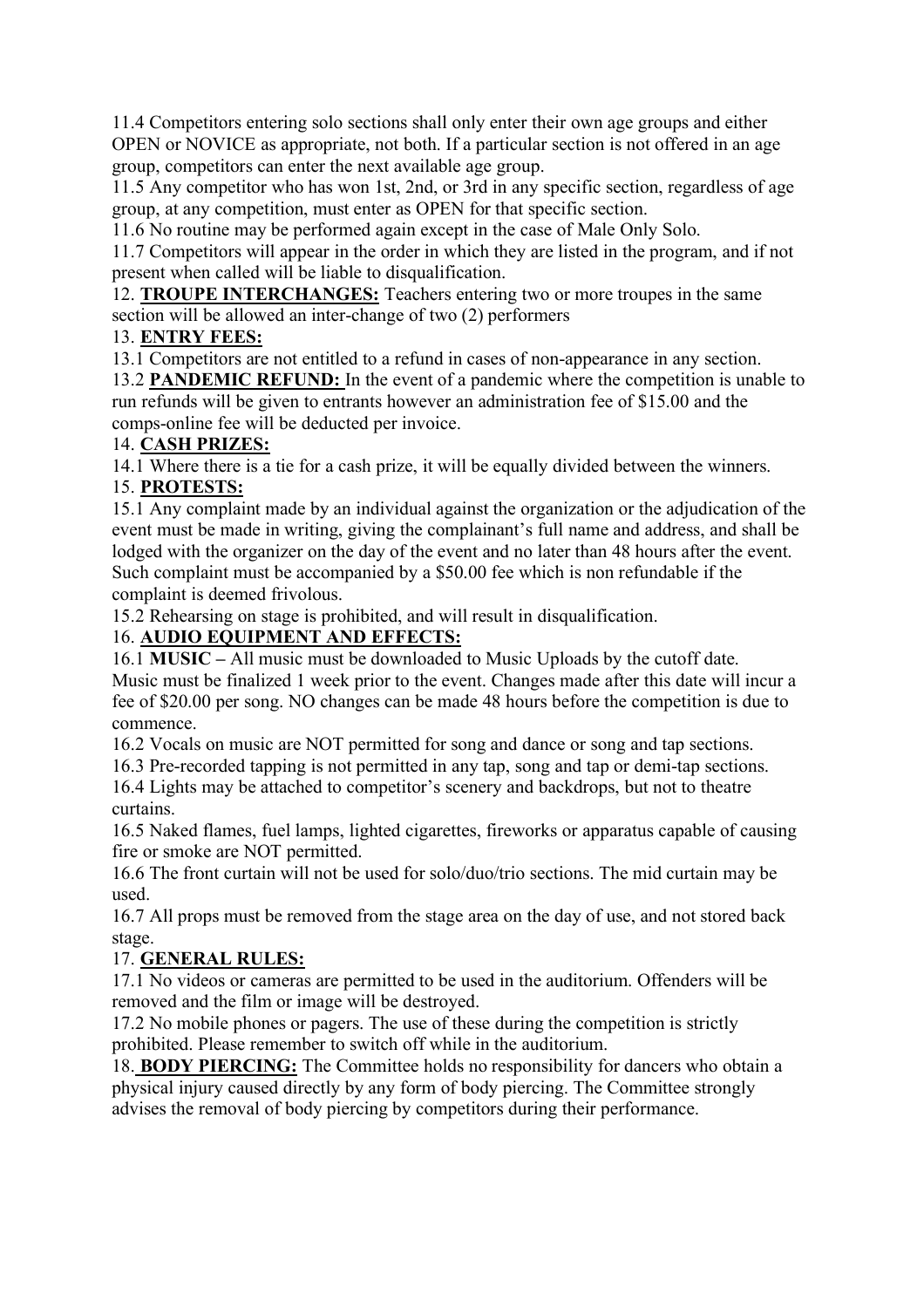11.4 Competitors entering solo sections shall only enter their own age groups and either OPEN or NOVICE as appropriate, not both. If a particular section is not offered in an age group, competitors can enter the next available age group.

11.5 Any competitor who has won 1st, 2nd, or 3rd in any specific section, regardless of age group, at any competition, must enter as OPEN for that specific section.

11.6 No routine may be performed again except in the case of Male Only Solo.

11.7 Competitors will appear in the order in which they are listed in the program, and if not present when called will be liable to disqualification.

12. **TROUPE INTERCHANGES:** Teachers entering two or more troupes in the same section will be allowed an inter-change of two (2) performers

13. **ENTRY FEES:**

13.1 Competitors are not entitled to a refund in cases of non-appearance in any section.

13.2 **PANDEMIC REFUND:** In the event of a pandemic where the competition is unable to run refunds will be given to entrants however an administration fee of $15.00 and the comps-online fee will be deducted per invoice.

14. **CASH PRIZES:**

14.1 Where there is a tie for a cash prize, it will be equally divided between the winners.

15. **PROTESTS:**

15.1 Any complaint made by an individual against the organization or the adjudication of the event must be made in writing, giving the complainant's full name and address, and shall be lodged with the organizer on the day of the event and no later than 48 hours after the event. Such complaint must be accompanied by a $50.00 fee which is non refundable if the complaint is deemed frivolous.

15.2 Rehearsing on stage is prohibited, and will result in disqualification.

16. **AUDIO EQUIPMENT AND EFFECTS:**

16.1 **MUSIC –** All music must be downloaded to Music Uploads by the cutoff date. Music must be finalized 1 week prior to the event. Changes made after this date will incur a fee of $20.00 per song. NO changes can be made 48 hours before the competition is due to commence.

16.2 Vocals on music are NOT permitted for song and dance or song and tap sections.

16.3 Pre-recorded tapping is not permitted in any tap, song and tap or demi-tap sections.

16.4 Lights may be attached to competitor's scenery and backdrops, but not to theatre curtains.

16.5 Naked flames, fuel lamps, lighted cigarettes, fireworks or apparatus capable of causing fire or smoke are NOT permitted.

16.6 The front curtain will not be used for solo/duo/trio sections. The mid curtain may be used.

16.7 All props must be removed from the stage area on the day of use, and not stored back stage.

17. **GENERAL RULES:**

17.1 No videos or cameras are permitted to be used in the auditorium. Offenders will be removed and the film or image will be destroyed.

17.2 No mobile phones or pagers. The use of these during the competition is strictly prohibited. Please remember to switch off while in the auditorium.

18. **BODY PIERCING:** The Committee holds no responsibility for dancers who obtain a physical injury caused directly by any form of body piercing. The Committee strongly advises the removal of body piercing by competitors during their performance.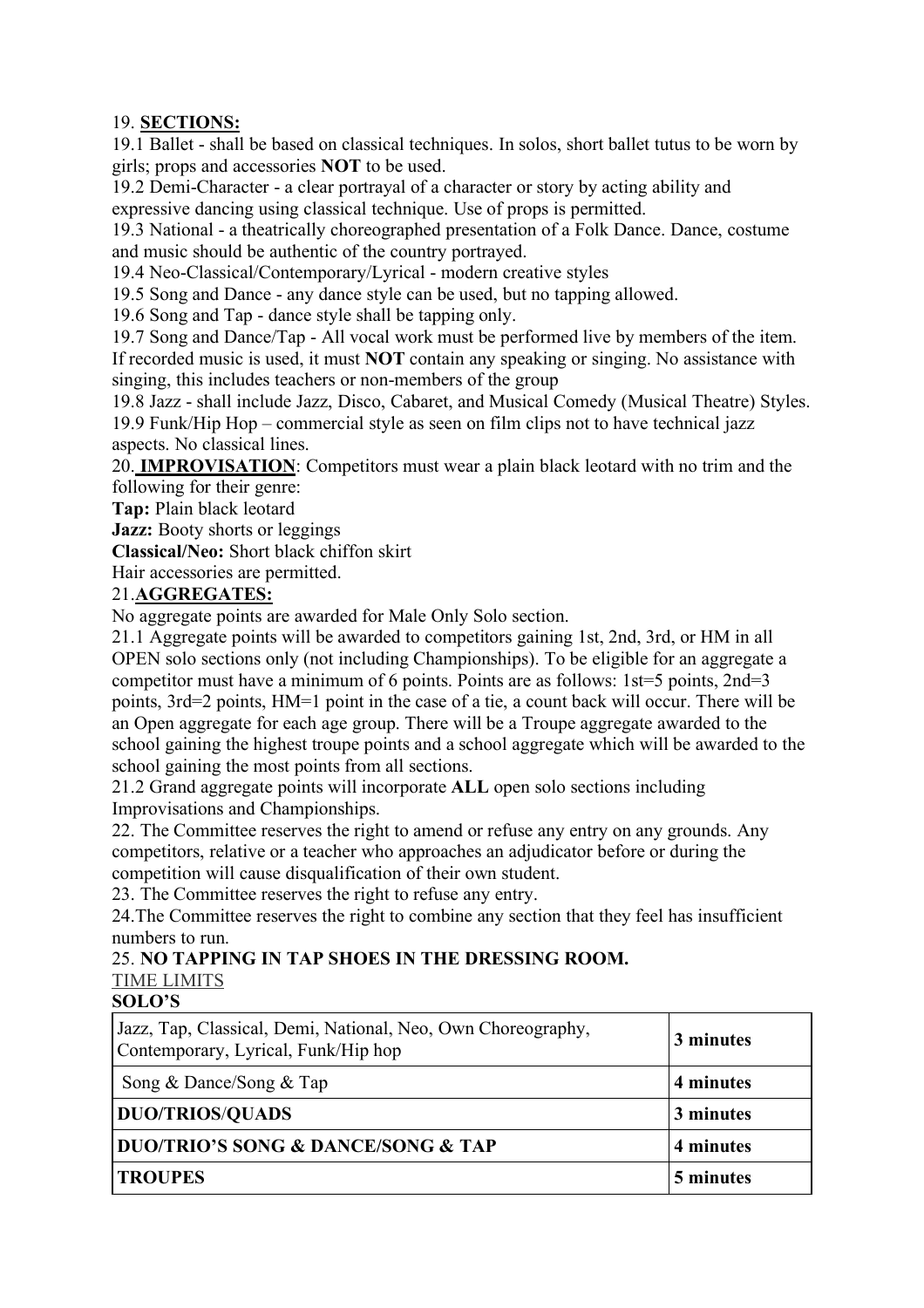19. **SECTIONS:**

19.1 Ballet - shall be based on classical techniques. In solos, short ballet tutus to be worn by girls; props and accessories **NOT** to be used.

19.2 Demi-Character - a clear portrayal of a character or story by acting ability and expressive dancing using classical technique. Use of props is permitted.

19.3 National - a theatrically choreographed presentation of a Folk Dance. Dance, costume and music should be authentic of the country portrayed.

19.4 Neo-Classical/Contemporary/Lyrical - modern creative styles

19.5 Song and Dance - any dance style can be used, but no tapping allowed.

19.6 Song and Tap - dance style shall be tapping only.

19.7 Song and Dance/Tap - All vocal work must be performed live by members of the item. If recorded music is used, it must **NOT** contain any speaking or singing. No assistance with singing, this includes teachers or non-members of the group

19.8 Jazz - shall include Jazz, Disco, Cabaret, and Musical Comedy (Musical Theatre) Styles.

19.9 Funk/Hip Hop – commercial style as seen on film clips not to have technical jazz aspects. No classical lines.

20. **IMPROVISATION**: Competitors must wear a plain black leotard with no trim and the following for their genre:

**Tap:** Plain black leotard

**Jazz:** Booty shorts or leggings

**Classical/Neo:** Short black chiffon skirt

Hair accessories are permitted.

21. **AGGREGATES:**

No aggregate points are awarded for Male Only Solo section.

21.1 Aggregate points will be awarded to competitors gaining 1st, 2nd, 3rd, or HM in all OPEN solo sections only (not including Championships). To be eligible for an aggregate a competitor must have a minimum of 6 points. Points are as follows: 1st=5 points, 2nd=3 points, 3rd=2 points, HM=1 point in the case of a tie, a count back will occur. There will be an Open aggregate for each age group. There will be a Troupe aggregate awarded to the school gaining the highest troupe points and a school aggregate which will be awarded to the school gaining the most points from all sections.

21.2 Grand aggregate points will incorporate **ALL** open solo sections including Improvisations and Championships.

22. The Committee reserves the right to amend or refuse any entry on any grounds. Any competitors, relative or a teacher who approaches an adjudicator before or during the competition will cause disqualification of their own student.

23. The Committee reserves the right to refuse any entry.

24. The Committee reserves the right to combine any section that they feel has insufficient numbers to run.

25. **NO TAPPING IN TAP SHOES IN THE DRESSING ROOM.**

TIME LIMITS

**SOLO'S**

| | |
|---|---|
| Jazz, Tap, Classical, Demi, National, Neo, Own Choreography, Contemporary, Lyrical, Funk/Hip hop | **3 minutes** |
| Song & Dance/Song & Tap | **4 minutes** |
| **DUO/TRIOS/QUADS** | **3 minutes** |
| **DUO/TRIO'S SONG & DANCE/SONG & TAP** | **4 minutes** |
| **TROUPES** | **5 minutes** |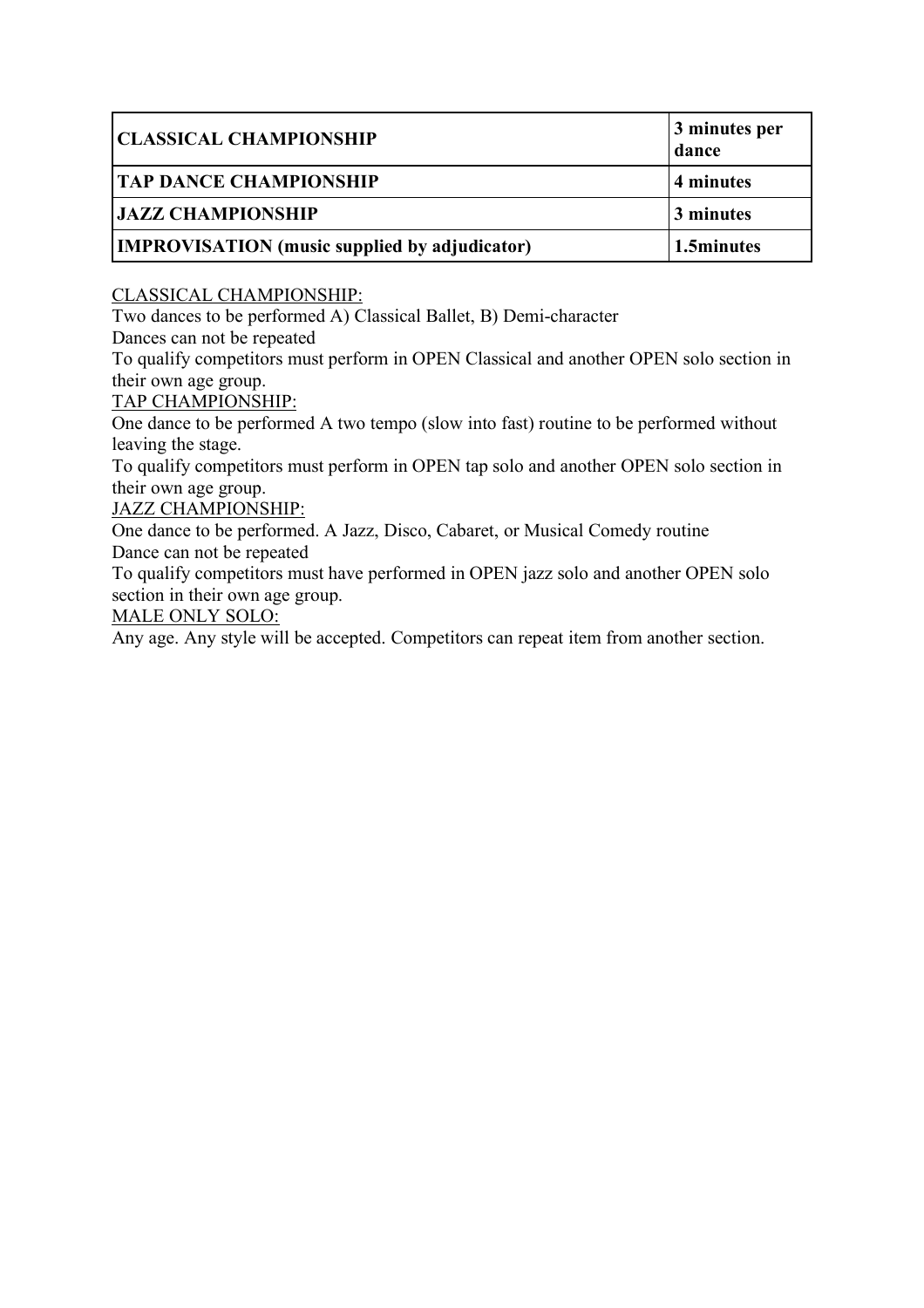| | |
|---|---|
| **CLASSICAL CHAMPIONSHIP** | **3 minutes per dance** |
| **TAP DANCE CHAMPIONSHIP** | **4 minutes** |
| **JAZZ CHAMPIONSHIP** | **3 minutes** |
| **IMPROVISATION (music supplied by adjudicator)** | **1.5minutes** |

<u>CLASSICAL CHAMPIONSHIP:</u>
Two dances to be performed A) Classical Ballet, B) Demi-character
Dances can not be repeated
To qualify competitors must perform in OPEN Classical and another OPEN solo section in their own age group.

<u>TAP CHAMPIONSHIP:</u>
One dance to be performed A two tempo (slow into fast) routine to be performed without leaving the stage.
To qualify competitors must perform in OPEN tap solo and another OPEN solo section in their own age group.

<u>JAZZ CHAMPIONSHIP:</u>
One dance to be performed. A Jazz, Disco, Cabaret, or Musical Comedy routine
Dance can not be repeated
To qualify competitors must have performed in OPEN jazz solo and another OPEN solo section in their own age group.

<u>MALE ONLY SOLO:</u>
Any age. Any style will be accepted. Competitors can repeat item from another section.